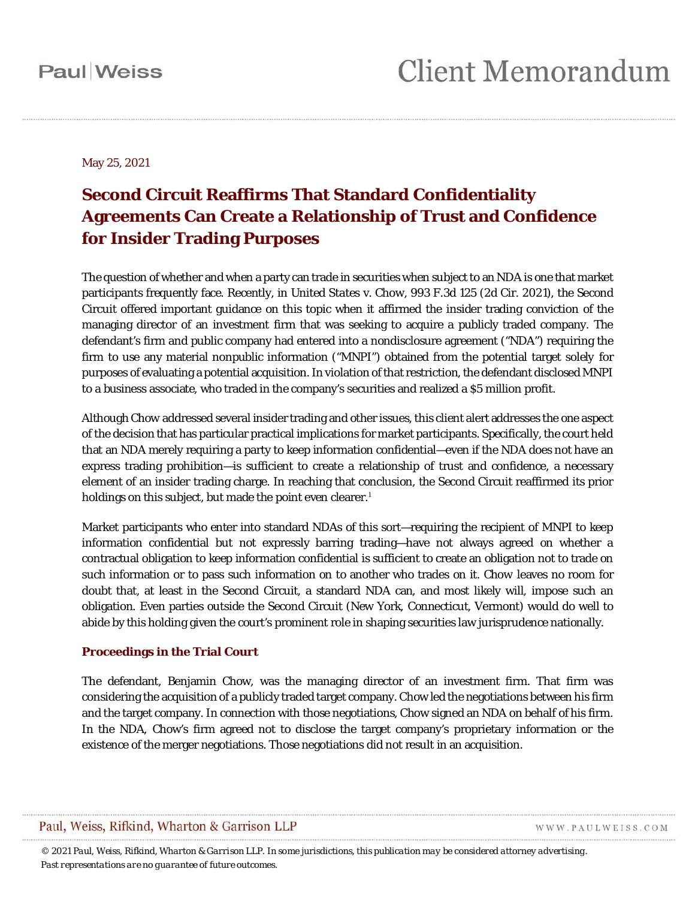May 25, 2021

# Second Circuit Reaffirms That Standard Confidentiality Agreements Can Create a Relationship of Trust and Confidence for Insider Trading Purposes

The question of whether and when a party can trade in securities when subject to an NDA is one that market participants frequently face. Recently, in United States v. Chow, 993 F.3d 125 (2d Cir. 2021), the Second Circuit offered important guidance on this topic when it affirmed the insider trading conviction of the managing director of an investment firm that was seeking to acquire a publicly traded company. The defendant's firm and public company had entered into a nondisclosure agreement ("NDA") requiring the firm to use any material nonpublic information ("MNPI") obtained from the potential target solely for purposes of evaluating a potential acquisition. In violation of that restriction, the defendant disclosed MNPI to a business associate, who traded in the company's securities and realized a $5 million profit.

Although Chow addressed several insider trading and other issues, this client alert addresses the one aspect of the decision that has particular practical implications for market participants. Specifically, the court held that an NDA merely requiring a party to keep information confidential—even if the NDA does not have an express trading prohibition—is sufficient to create a relationship of trust and confidence, a necessary element of an insider trading charge. In reaching that conclusion, the Second Circuit reaffirmed its prior holdings on this subject, but made the point even clearer.[1]

Market participants who enter into standard NDAs of this sort—requiring the recipient of MNPI to keep information confidential but not expressly barring trading—have not always agreed on whether a contractual obligation to keep information confidential is sufficient to create an obligation not to trade on such information or to pass such information on to another who trades on it. Chow leaves no room for doubt that, at least in the Second Circuit, a standard NDA can, and most likely will, impose such an obligation. Even parties outside the Second Circuit (New York, Connecticut, Vermont) would do well to abide by this holding given the court's prominent role in shaping securities law jurisprudence nationally.

### Proceedings in the Trial Court

The defendant, Benjamin Chow, was the managing director of an investment firm. That firm was considering the acquisition of a publicly traded target company. Chow led the negotiations between his firm and the target company. In connection with those negotiations, Chow signed an NDA on behalf of his firm. In the NDA, Chow's firm agreed not to disclose the target company's proprietary information or the existence of the merger negotiations. Those negotiations did not result in an acquisition.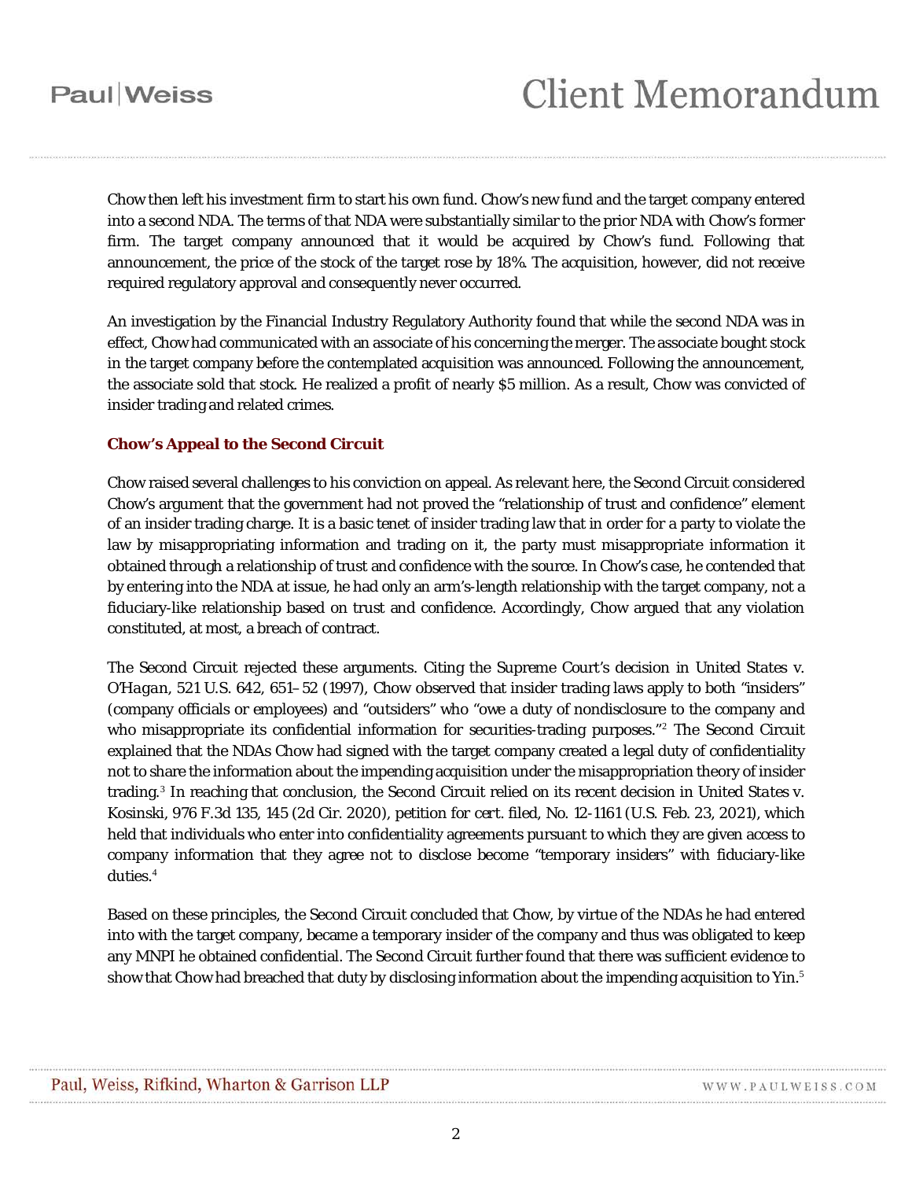Chow then left his investment firm to start his own fund. Chow's new fund and the target company entered into a second NDA. The terms of that NDA were substantially similar to the prior NDA with Chow's former firm. The target company announced that it would be acquired by Chow's fund. Following that announcement, the price of the stock of the target rose by 18%. The acquisition, however, did not receive required regulatory approval and consequently never occurred.

An investigation by the Financial Industry Regulatory Authority found that while the second NDA was in effect, Chow had communicated with an associate of his concerning the merger. The associate bought stock in the target company before the contemplated acquisition was announced. Following the announcement, the associate sold that stock. He realized a profit of nearly $5 million. As a result, Chow was convicted of insider trading and related crimes.

### Chow's Appeal to the Second Circuit

Chow raised several challenges to his conviction on appeal. As relevant here, the Second Circuit considered Chow's argument that the government had not proved the "relationship of trust and confidence" element of an insider trading charge. It is a basic tenet of insider trading law that in order for a party to violate the law by misappropriating information and trading on it, the party must misappropriate information it obtained through a relationship of trust and confidence with the source. In Chow's case, he contended that by entering into the NDA at issue, he had only an arm's-length relationship with the target company, not a fiduciary-like relationship based on trust and confidence. Accordingly, Chow argued that any violation constituted, at most, a breach of contract.

The Second Circuit rejected these arguments. Citing the Supreme Court's decision in *United States v. O'Hagan*, 521 U.S. 642, 651–52 (1997), *Chow* observed that insider trading laws apply to both "insiders" (company officials or employees) and "outsiders" who "owe a duty of nondisclosure to the company and who misappropriate its confidential information for securities-trading purposes."[2] The Second Circuit explained that the NDAs Chow had signed with the target company created a legal duty of confidentiality not to share the information about the impending acquisition under the misappropriation theory of insider trading.[3] In reaching that conclusion, the Second Circuit relied on its recent decision in *United States v. Kosinski*, 976 F.3d 135, 145 (2d Cir. 2020), *petition for cert. filed*, No. 12-1161 (U.S. Feb. 23, 2021), which held that individuals who enter into confidentiality agreements pursuant to which they are given access to company information that they agree not to disclose become "temporary insiders" with fiduciary-like duties.[4]

Based on these principles, the Second Circuit concluded that Chow, by virtue of the NDAs he had entered into with the target company, became a temporary insider of the company and thus was obligated to keep any MNPI he obtained confidential. The Second Circuit further found that there was sufficient evidence to show that Chow had breached that duty by disclosing information about the impending acquisition to Yin.[5]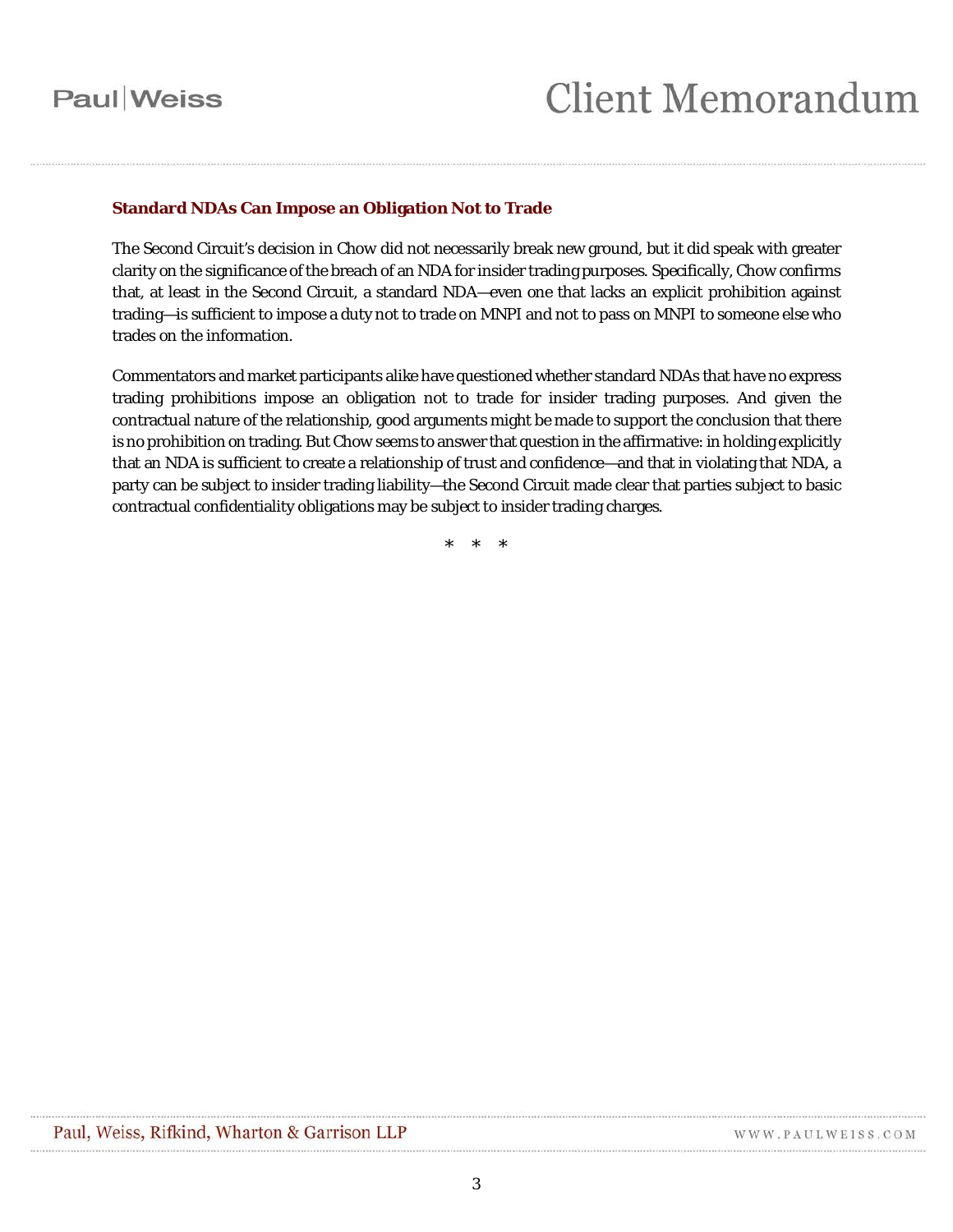### Standard NDAs Can Impose an Obligation Not to Trade

The Second Circuit's decision in Chow did not necessarily break new ground, but it did speak with greater clarity on the significance of the breach of an NDA for insider trading purposes. Specifically, Chow confirms that, at least in the Second Circuit, a standard NDA—even one that lacks an explicit prohibition against trading—is sufficient to impose a duty not to trade on MNPI and not to pass on MNPI to someone else who trades on the information.

Commentators and market participants alike have questioned whether standard NDAs that have no express trading prohibitions impose an obligation not to trade for insider trading purposes. And given the contractual nature of the relationship, good arguments might be made to support the conclusion that there is no prohibition on trading. But Chow seems to answer that question in the affirmative: in holding explicitly that an NDA is sufficient to create a relationship of trust and confidence—and that in violating that NDA, a party can be subject to insider trading liability—the Second Circuit made clear that parties subject to basic contractual confidentiality obligations may be subject to insider trading charges.

\* \* \*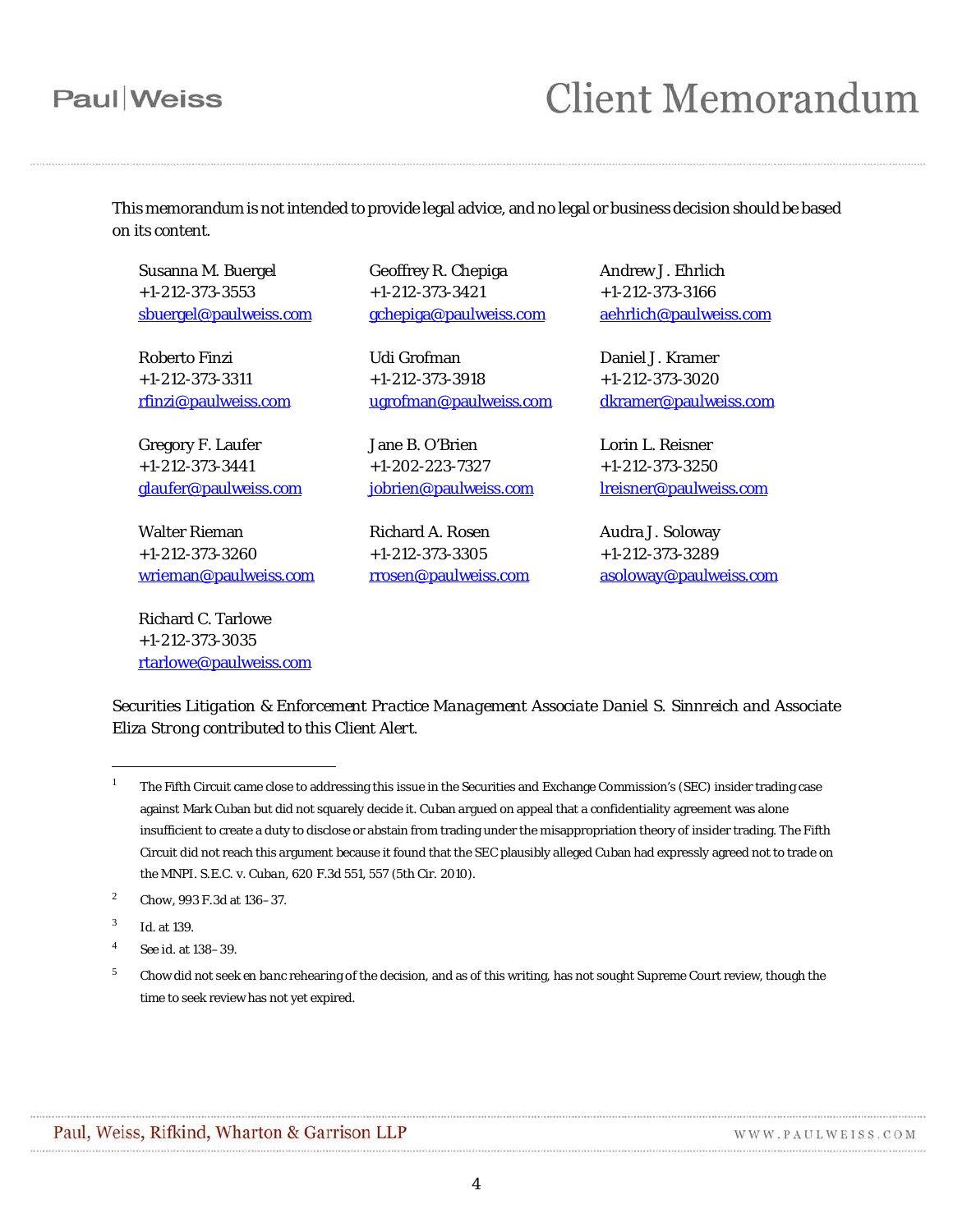This memorandum is not intended to provide legal advice, and no legal or business decision should be based on its content.

Susanna M. Buergel
+1-212-373-3553
[sbuergel@paulweiss.com](mailto:sbuergel@paulweiss.com)

Geoffrey R. Chepiga
+1-212-373-3421
[gchepiga@paulweiss.com](mailto:gchepiga@paulweiss.com)

Andrew J. Ehrlich
+1-212-373-3166
[aehrlich@paulweiss.com](mailto:aehrlich@paulweiss.com)

Roberto Finzi
+1-212-373-3311
[rfinzi@paulweiss.com](mailto:rfinzi@paulweiss.com)

Udi Grofman
+1-212-373-3918
[ugrofman@paulweiss.com](mailto:ugrofman@paulweiss.com)

Daniel J. Kramer
+1-212-373-3020
[dkramer@paulweiss.com](mailto:dkramer@paulweiss.com)

Gregory F. Laufer
+1-212-373-3441
[glaufer@paulweiss.com](mailto:glaufer@paulweiss.com)

Jane B. O'Brien
+1-202-223-7327
[jobrien@paulweiss.com](mailto:jobrien@paulweiss.com)

Lorin L. Reisner
+1-212-373-3250
[lreisner@paulweiss.com](mailto:lreisner@paulweiss.com)

Walter Rieman
+1-212-373-3260
[wrieman@paulweiss.com](mailto:wrieman@paulweiss.com)

Richard A. Rosen
+1-212-373-3305
[rrosen@paulweiss.com](mailto:rrosen@paulweiss.com)

Audra J. Soloway
+1-212-373-3289
[asoloway@paulweiss.com](mailto:asoloway@paulweiss.com)

Richard C. Tarlowe
+1-212-373-3035
[rtarlowe@paulweiss.com](mailto:rtarlowe@paulweiss.com)

*Securities Litigation & Enforcement Practice Management Associate Daniel S. Sinnreich and Associate Eliza Strong contributed to this Client Alert.*

---

[1] The Fifth Circuit came close to addressing this issue in the Securities and Exchange Commission's (SEC) insider trading case against Mark Cuban but did not squarely decide it. Cuban argued on appeal that a confidentiality agreement was alone insufficient to create a duty to disclose or abstain from trading under the misappropriation theory of insider trading. The Fifth Circuit did not reach this argument because it found that the SEC plausibly alleged Cuban had expressly agreed not to trade on the MNPI. *S.E.C. v. Cuban*, 620 F.3d 551, 557 (5th Cir. 2010).

[2] *Chow*, 993 F.3d at 136–37.

[3] *Id.* at 139.

[4] *See id.* at 138–39.

[5] *Chow* did not seek *en banc* rehearing of the decision, and as of this writing, has not sought Supreme Court review, though the time to seek review has not yet expired.